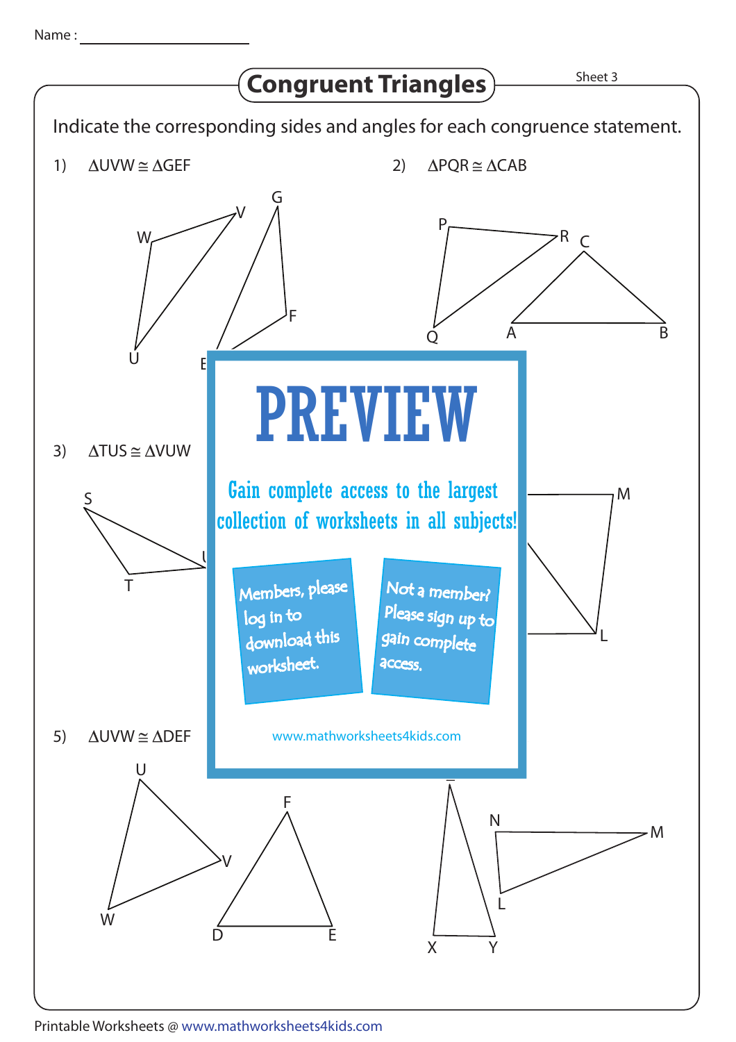Name : ____________________

# Congruent Triangles

Sheet 3

Indicate the corresponding sides and angles for each congruence statement.

1) $\Delta UVW \cong \Delta GEF$

2) $\Delta PQR \cong \Delta CAB$

3) $\Delta TUS \cong \Delta VUW$

5) $\Delta UVW \cong \Delta DEF$

**PREVIEW**

Gain complete access to the largest collection of worksheets in all subjects!

Members, please log in to download this worksheet.

Not a member? Please sign up to gain complete access.

www.mathworksheets4kids.com

Printable Worksheets @ www.mathworksheets4kids.com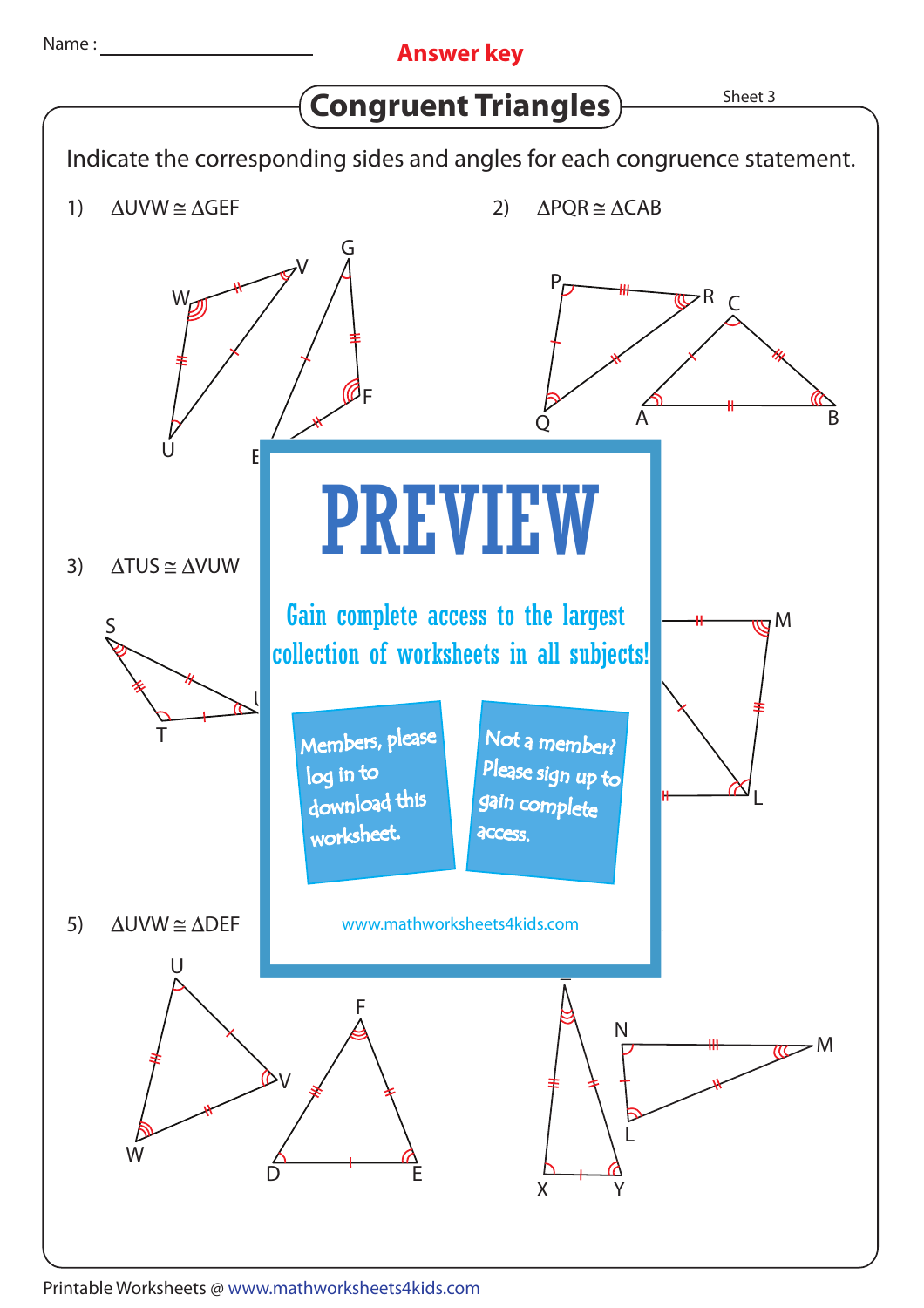Name : ____________________

**Answer key**

# Congruent Triangles

Sheet 3

Indicate the corresponding sides and angles for each congruence statement.

1) $\Delta UVW \cong \Delta GEF$

2) $\Delta PQR \cong \Delta CAB$

3) $\Delta TUS \cong \Delta VUW$

5) $\Delta UVW \cong \Delta DEF$

**PREVIEW**

Gain complete access to the largest collection of worksheets in all subjects!

Members, please log in to download this worksheet.

Not a member? Please sign up to gain complete access.

www.mathworksheets4kids.com

Printable Worksheets @ www.mathworksheets4kids.com